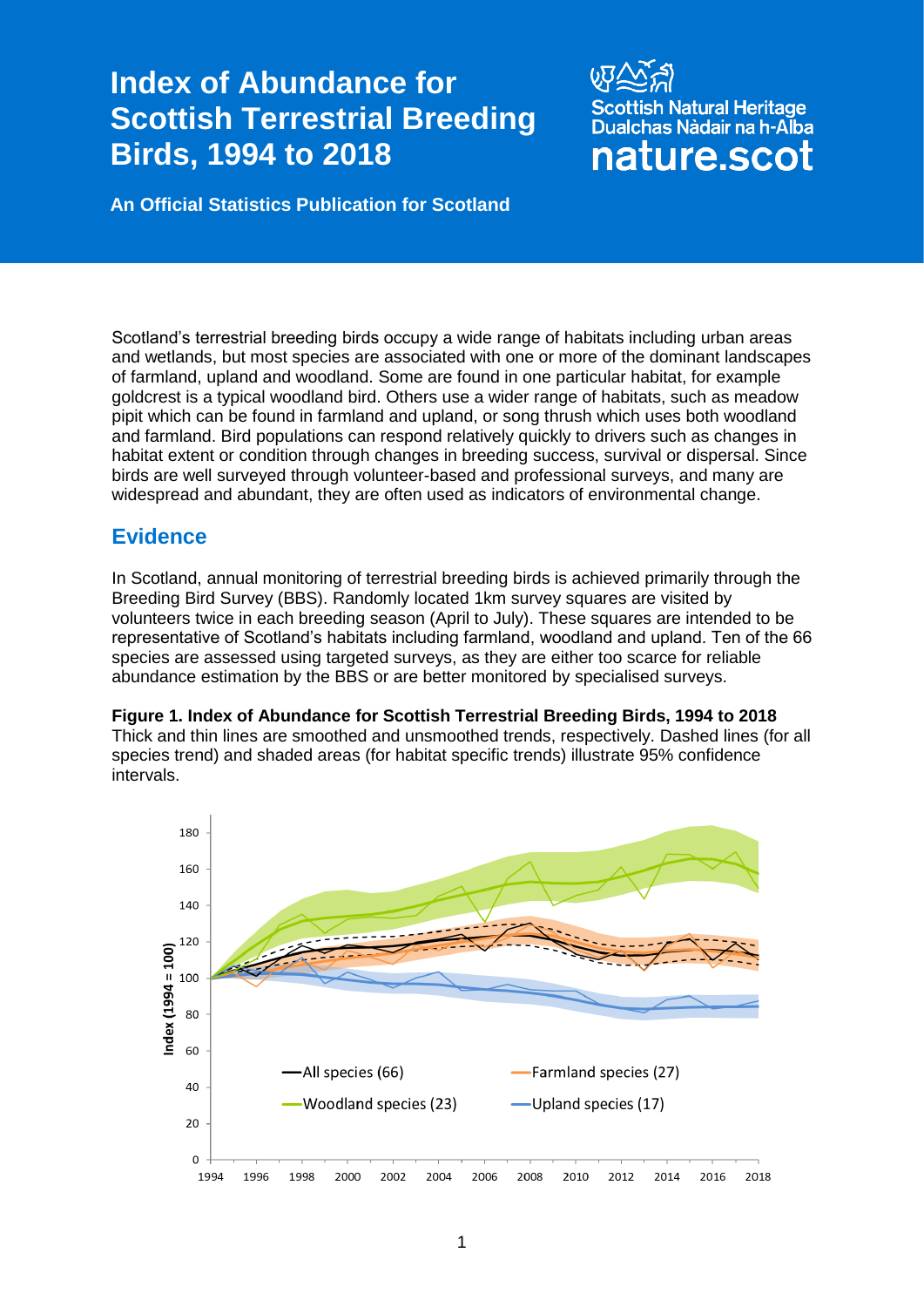# Index of Abundance for Scottish Terrestrial Breeding Birds, 1994 to 2018

Scottish Natural Heritage
Dualchas Nàdair na h-Alba
nature.scot

**An Official Statistics Publication for Scotland**

Scotland's terrestrial breeding birds occupy a wide range of habitats including urban areas and wetlands, but most species are associated with one or more of the dominant landscapes of farmland, upland and woodland. Some are found in one particular habitat, for example goldcrest is a typical woodland bird. Others use a wider range of habitats, such as meadow pipit which can be found in farmland and upland, or song thrush which uses both woodland and farmland. Bird populations can respond relatively quickly to drivers such as changes in habitat extent or condition through changes in breeding success, survival or dispersal. Since birds are well surveyed through volunteer-based and professional surveys, and many are widespread and abundant, they are often used as indicators of environmental change.

## Evidence

In Scotland, annual monitoring of terrestrial breeding birds is achieved primarily through the Breeding Bird Survey (BBS). Randomly located 1km survey squares are visited by volunteers twice in each breeding season (April to July). These squares are intended to be representative of Scotland's habitats including farmland, woodland and upland. Ten of the 66 species are assessed using targeted surveys, as they are either too scarce for reliable abundance estimation by the BBS or are better monitored by specialised surveys.

**Figure 1. Index of Abundance for Scottish Terrestrial Breeding Birds, 1994 to 2018**
Thick and thin lines are smoothed and unsmoothed trends, respectively. Dashed lines (for all species trend) and shaded areas (for habitat specific trends) illustrate 95% confidence intervals.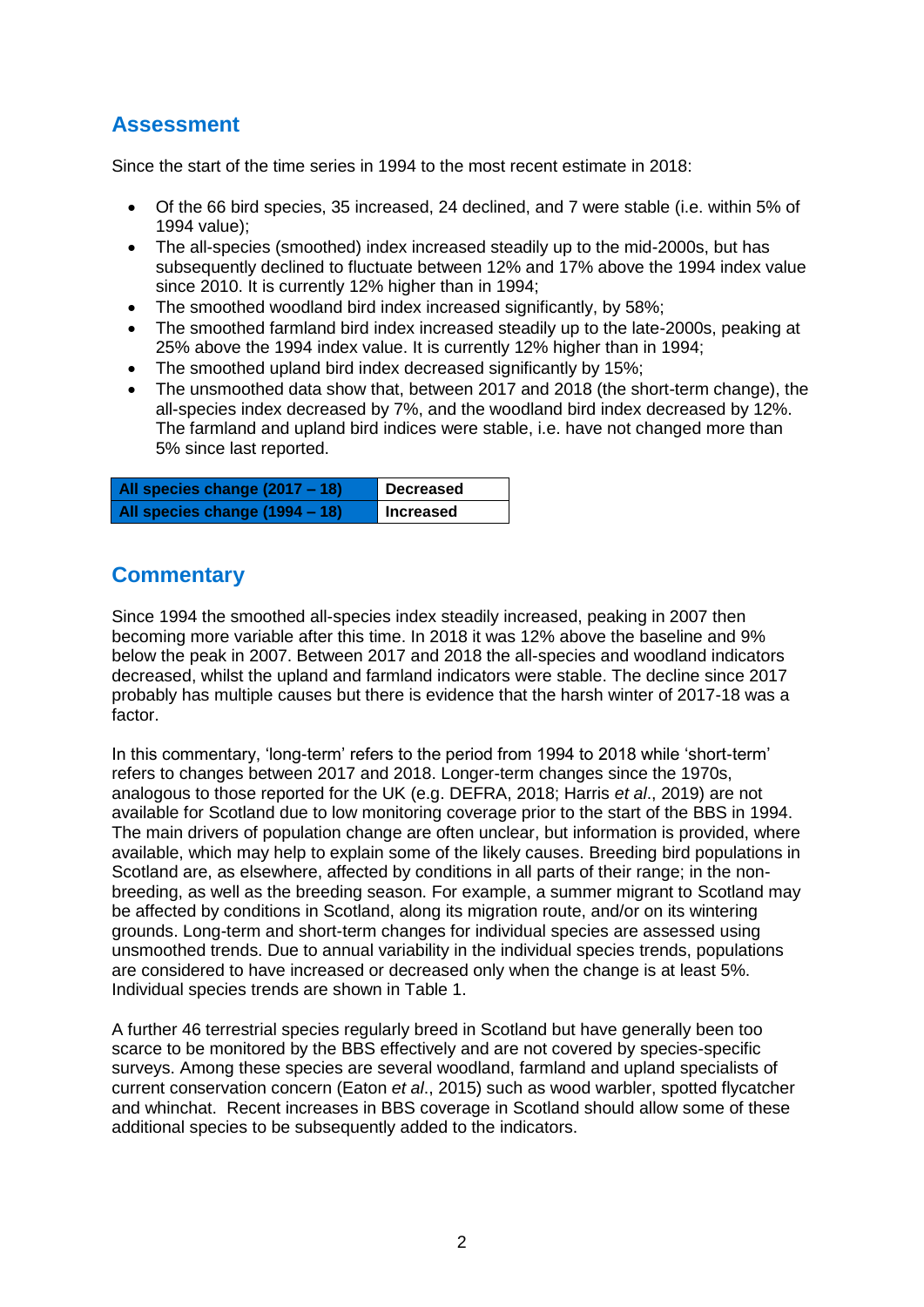## Assessment

Since the start of the time series in 1994 to the most recent estimate in 2018:

- Of the 66 bird species, 35 increased, 24 declined, and 7 were stable (i.e. within 5% of 1994 value);
- The all-species (smoothed) index increased steadily up to the mid-2000s, but has subsequently declined to fluctuate between 12% and 17% above the 1994 index value since 2010. It is currently 12% higher than in 1994;
- The smoothed woodland bird index increased significantly, by 58%;
- The smoothed farmland bird index increased steadily up to the late-2000s, peaking at 25% above the 1994 index value. It is currently 12% higher than in 1994;
- The smoothed upland bird index decreased significantly by 15%;
- The unsmoothed data show that, between 2017 and 2018 (the short-term change), the all-species index decreased by 7%, and the woodland bird index decreased by 12%. The farmland and upland bird indices were stable, i.e. have not changed more than 5% since last reported.

| All species change (2017 – 18) | Decreased |
|---|---|
| All species change (1994 – 18) | Increased |

## Commentary

Since 1994 the smoothed all-species index steadily increased, peaking in 2007 then becoming more variable after this time. In 2018 it was 12% above the baseline and 9% below the peak in 2007. Between 2017 and 2018 the all-species and woodland indicators decreased, whilst the upland and farmland indicators were stable. The decline since 2017 probably has multiple causes but there is evidence that the harsh winter of 2017-18 was a factor.

In this commentary, 'long-term' refers to the period from 1994 to 2018 while 'short-term' refers to changes between 2017 and 2018. Longer-term changes since the 1970s, analogous to those reported for the UK (e.g. DEFRA, 2018; Harris *et al*., 2019) are not available for Scotland due to low monitoring coverage prior to the start of the BBS in 1994. The main drivers of population change are often unclear, but information is provided, where available, which may help to explain some of the likely causes. Breeding bird populations in Scotland are, as elsewhere, affected by conditions in all parts of their range; in the non-breeding, as well as the breeding season. For example, a summer migrant to Scotland may be affected by conditions in Scotland, along its migration route, and/or on its wintering grounds. Long-term and short-term changes for individual species are assessed using unsmoothed trends. Due to annual variability in the individual species trends, populations are considered to have increased or decreased only when the change is at least 5%. Individual species trends are shown in Table 1.

A further 46 terrestrial species regularly breed in Scotland but have generally been too scarce to be monitored by the BBS effectively and are not covered by species-specific surveys. Among these species are several woodland, farmland and upland specialists of current conservation concern (Eaton *et al*., 2015) such as wood warbler, spotted flycatcher and whinchat. Recent increases in BBS coverage in Scotland should allow some of these additional species to be subsequently added to the indicators.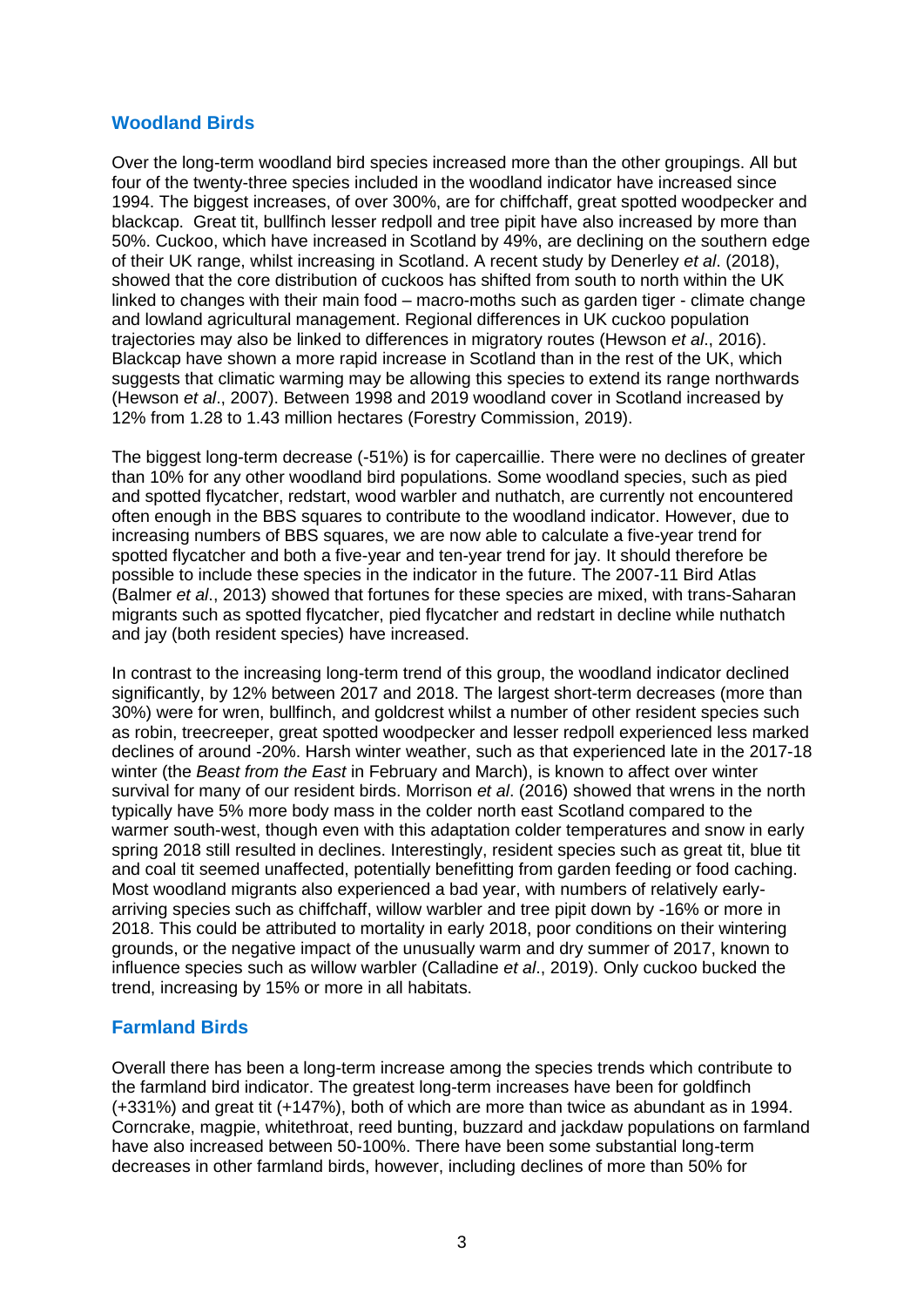## Woodland Birds

Over the long-term woodland bird species increased more than the other groupings. All but four of the twenty-three species included in the woodland indicator have increased since 1994. The biggest increases, of over 300%, are for chiffchaff, great spotted woodpecker and blackcap. Great tit, bullfinch lesser redpoll and tree pipit have also increased by more than 50%. Cuckoo, which have increased in Scotland by 49%, are declining on the southern edge of their UK range, whilst increasing in Scotland. A recent study by Denerley *et al*. (2018), showed that the core distribution of cuckoos has shifted from south to north within the UK linked to changes with their main food – macro-moths such as garden tiger - climate change and lowland agricultural management. Regional differences in UK cuckoo population trajectories may also be linked to differences in migratory routes (Hewson *et al*., 2016). Blackcap have shown a more rapid increase in Scotland than in the rest of the UK, which suggests that climatic warming may be allowing this species to extend its range northwards (Hewson *et al*., 2007). Between 1998 and 2019 woodland cover in Scotland increased by 12% from 1.28 to 1.43 million hectares (Forestry Commission, 2019).

The biggest long-term decrease (-51%) is for capercaillie. There were no declines of greater than 10% for any other woodland bird populations. Some woodland species, such as pied and spotted flycatcher, redstart, wood warbler and nuthatch, are currently not encountered often enough in the BBS squares to contribute to the woodland indicator. However, due to increasing numbers of BBS squares, we are now able to calculate a five-year trend for spotted flycatcher and both a five-year and ten-year trend for jay. It should therefore be possible to include these species in the indicator in the future. The 2007-11 Bird Atlas (Balmer *et al*., 2013) showed that fortunes for these species are mixed, with trans-Saharan migrants such as spotted flycatcher, pied flycatcher and redstart in decline while nuthatch and jay (both resident species) have increased.

In contrast to the increasing long-term trend of this group, the woodland indicator declined significantly, by 12% between 2017 and 2018. The largest short-term decreases (more than 30%) were for wren, bullfinch, and goldcrest whilst a number of other resident species such as robin, treecreeper, great spotted woodpecker and lesser redpoll experienced less marked declines of around -20%. Harsh winter weather, such as that experienced late in the 2017-18 winter (the *Beast from the East* in February and March), is known to affect over winter survival for many of our resident birds. Morrison *et al*. (2016) showed that wrens in the north typically have 5% more body mass in the colder north east Scotland compared to the warmer south-west, though even with this adaptation colder temperatures and snow in early spring 2018 still resulted in declines. Interestingly, resident species such as great tit, blue tit and coal tit seemed unaffected, potentially benefitting from garden feeding or food caching. Most woodland migrants also experienced a bad year, with numbers of relatively early-arriving species such as chiffchaff, willow warbler and tree pipit down by -16% or more in 2018. This could be attributed to mortality in early 2018, poor conditions on their wintering grounds, or the negative impact of the unusually warm and dry summer of 2017, known to influence species such as willow warbler (Calladine *et al*., 2019). Only cuckoo bucked the trend, increasing by 15% or more in all habitats.

## Farmland Birds

Overall there has been a long-term increase among the species trends which contribute to the farmland bird indicator. The greatest long-term increases have been for goldfinch (+331%) and great tit (+147%), both of which are more than twice as abundant as in 1994. Corncrake, magpie, whitethroat, reed bunting, buzzard and jackdaw populations on farmland have also increased between 50-100%. There have been some substantial long-term decreases in other farmland birds, however, including declines of more than 50% for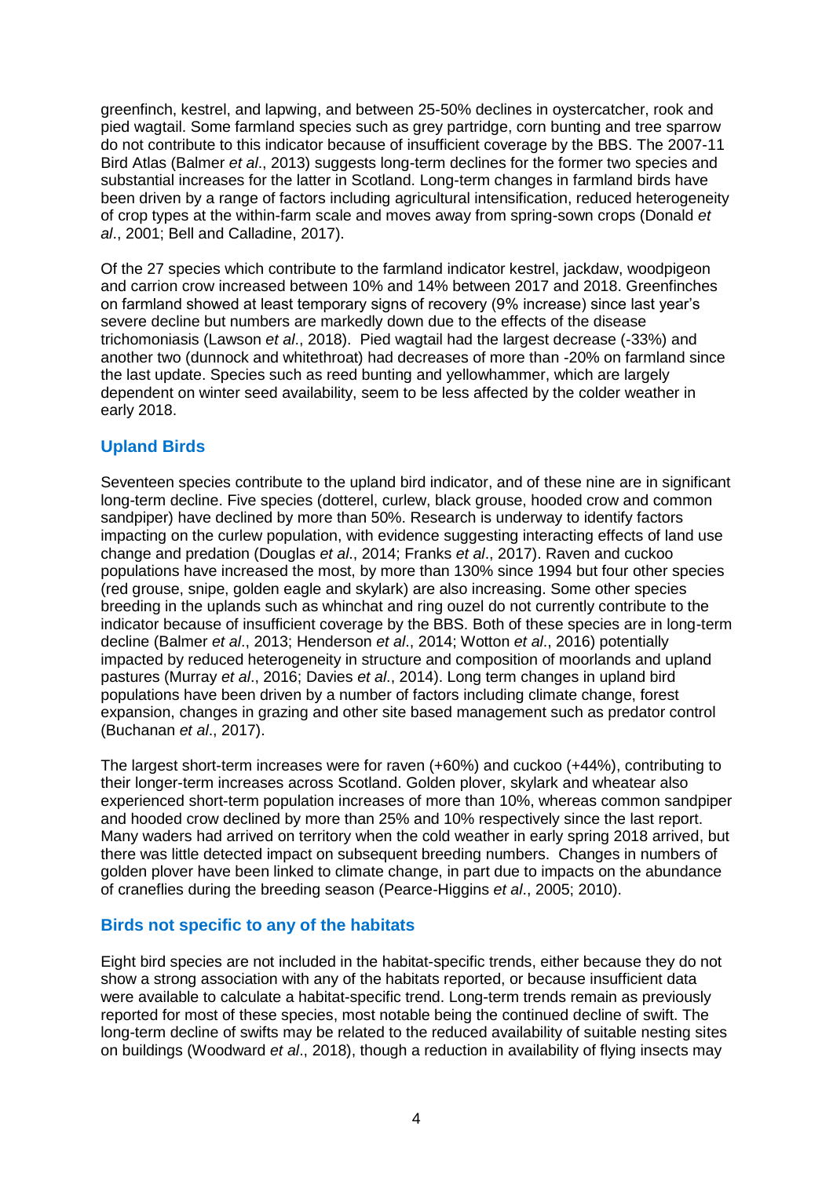greenfinch, kestrel, and lapwing, and between 25-50% declines in oystercatcher, rook and pied wagtail. Some farmland species such as grey partridge, corn bunting and tree sparrow do not contribute to this indicator because of insufficient coverage by the BBS. The 2007-11 Bird Atlas (Balmer *et al*., 2013) suggests long-term declines for the former two species and substantial increases for the latter in Scotland. Long-term changes in farmland birds have been driven by a range of factors including agricultural intensification, reduced heterogeneity of crop types at the within-farm scale and moves away from spring-sown crops (Donald *et al*., 2001; Bell and Calladine, 2017).

Of the 27 species which contribute to the farmland indicator kestrel, jackdaw, woodpigeon and carrion crow increased between 10% and 14% between 2017 and 2018. Greenfinches on farmland showed at least temporary signs of recovery (9% increase) since last year's severe decline but numbers are markedly down due to the effects of the disease trichomoniasis (Lawson *et al*., 2018). Pied wagtail had the largest decrease (-33%) and another two (dunnock and whitethroat) had decreases of more than -20% on farmland since the last update. Species such as reed bunting and yellowhammer, which are largely dependent on winter seed availability, seem to be less affected by the colder weather in early 2018.

## Upland Birds

Seventeen species contribute to the upland bird indicator, and of these nine are in significant long-term decline. Five species (dotterel, curlew, black grouse, hooded crow and common sandpiper) have declined by more than 50%. Research is underway to identify factors impacting on the curlew population, with evidence suggesting interacting effects of land use change and predation (Douglas *et al*., 2014; Franks *et al*., 2017). Raven and cuckoo populations have increased the most, by more than 130% since 1994 but four other species (red grouse, snipe, golden eagle and skylark) are also increasing. Some other species breeding in the uplands such as whinchat and ring ouzel do not currently contribute to the indicator because of insufficient coverage by the BBS. Both of these species are in long-term decline (Balmer *et al*., 2013; Henderson *et al*., 2014; Wotton *et al*., 2016) potentially impacted by reduced heterogeneity in structure and composition of moorlands and upland pastures (Murray *et al*., 2016; Davies *et al*., 2014). Long term changes in upland bird populations have been driven by a number of factors including climate change, forest expansion, changes in grazing and other site based management such as predator control (Buchanan *et al*., 2017).

The largest short-term increases were for raven (+60%) and cuckoo (+44%), contributing to their longer-term increases across Scotland. Golden plover, skylark and wheatear also experienced short-term population increases of more than 10%, whereas common sandpiper and hooded crow declined by more than 25% and 10% respectively since the last report. Many waders had arrived on territory when the cold weather in early spring 2018 arrived, but there was little detected impact on subsequent breeding numbers. Changes in numbers of golden plover have been linked to climate change, in part due to impacts on the abundance of craneflies during the breeding season (Pearce-Higgins *et al*., 2005; 2010).

## Birds not specific to any of the habitats

Eight bird species are not included in the habitat-specific trends, either because they do not show a strong association with any of the habitats reported, or because insufficient data were available to calculate a habitat-specific trend. Long-term trends remain as previously reported for most of these species, most notable being the continued decline of swift. The long-term decline of swifts may be related to the reduced availability of suitable nesting sites on buildings (Woodward *et al*., 2018), though a reduction in availability of flying insects may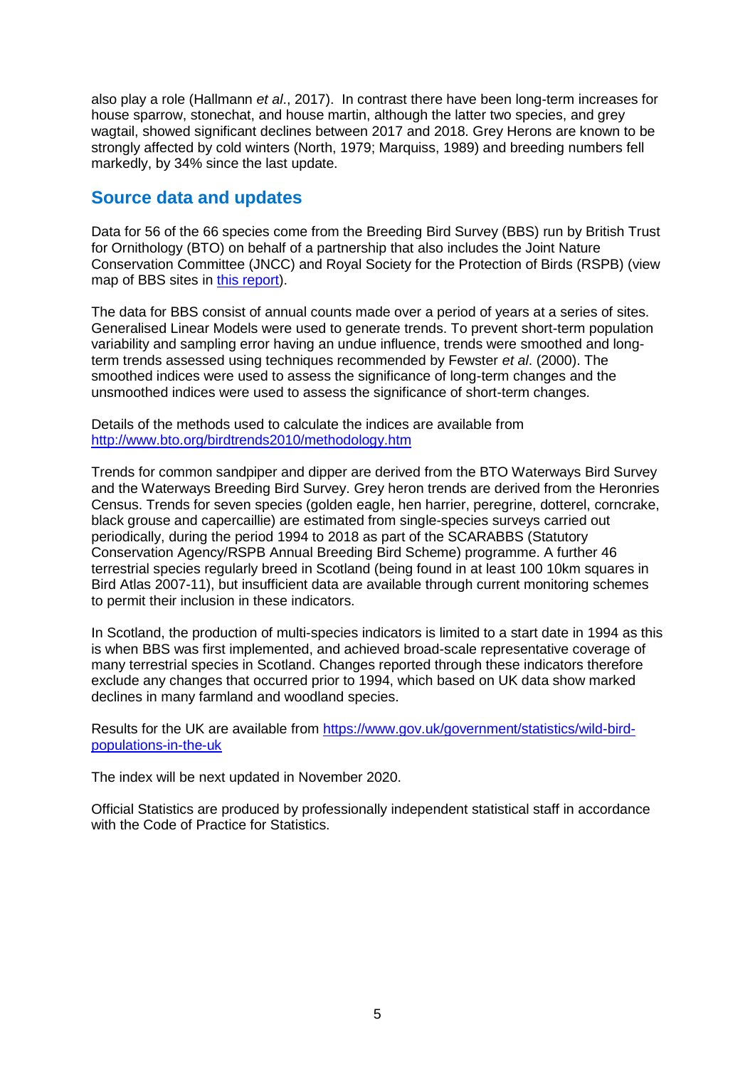also play a role (Hallmann *et al*., 2017). In contrast there have been long-term increases for house sparrow, stonechat, and house martin, although the latter two species, and grey wagtail, showed significant declines between 2017 and 2018. Grey Herons are known to be strongly affected by cold winters (North, 1979; Marquiss, 1989) and breeding numbers fell markedly, by 34% since the last update.

## Source data and updates

Data for 56 of the 66 species come from the Breeding Bird Survey (BBS) run by British Trust for Ornithology (BTO) on behalf of a partnership that also includes the Joint Nature Conservation Committee (JNCC) and Royal Society for the Protection of Birds (RSPB) (view map of BBS sites in [this report]).

The data for BBS consist of annual counts made over a period of years at a series of sites. Generalised Linear Models were used to generate trends. To prevent short-term population variability and sampling error having an undue influence, trends were smoothed and long-term trends assessed using techniques recommended by Fewster *et al*. (2000). The smoothed indices were used to assess the significance of long-term changes and the unsmoothed indices were used to assess the significance of short-term changes.

Details of the methods used to calculate the indices are available from http://www.bto.org/birdtrends2010/methodology.htm

Trends for common sandpiper and dipper are derived from the BTO Waterways Bird Survey and the Waterways Breeding Bird Survey. Grey heron trends are derived from the Heronries Census. Trends for seven species (golden eagle, hen harrier, peregrine, dotterel, corncrake, black grouse and capercaillie) are estimated from single-species surveys carried out periodically, during the period 1994 to 2018 as part of the SCARABBS (Statutory Conservation Agency/RSPB Annual Breeding Bird Scheme) programme. A further 46 terrestrial species regularly breed in Scotland (being found in at least 100 10km squares in Bird Atlas 2007-11), but insufficient data are available through current monitoring schemes to permit their inclusion in these indicators.

In Scotland, the production of multi-species indicators is limited to a start date in 1994 as this is when BBS was first implemented, and achieved broad-scale representative coverage of many terrestrial species in Scotland. Changes reported through these indicators therefore exclude any changes that occurred prior to 1994, which based on UK data show marked declines in many farmland and woodland species.

Results for the UK are available from https://www.gov.uk/government/statistics/wild-bird-populations-in-the-uk

The index will be next updated in November 2020.

Official Statistics are produced by professionally independent statistical staff in accordance with the Code of Practice for Statistics.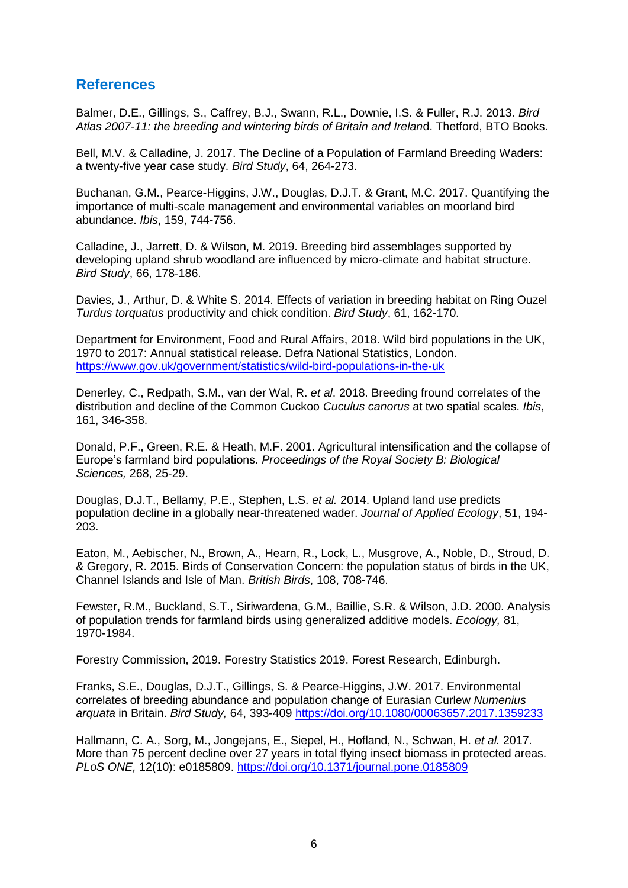## References

Balmer, D.E., Gillings, S., Caffrey, B.J., Swann, R.L., Downie, I.S. & Fuller, R.J. 2013. *Bird Atlas 2007-11: the breeding and wintering birds of Britain and Irelan*d. Thetford, BTO Books.

Bell, M.V. & Calladine, J. 2017. The Decline of a Population of Farmland Breeding Waders: a twenty-five year case study. *Bird Study*, 64, 264-273.

Buchanan, G.M., Pearce-Higgins, J.W., Douglas, D.J.T. & Grant, M.C. 2017. Quantifying the importance of multi-scale management and environmental variables on moorland bird abundance. *Ibis*, 159, 744-756.

Calladine, J., Jarrett, D. & Wilson, M. 2019. Breeding bird assemblages supported by developing upland shrub woodland are influenced by micro-climate and habitat structure. *Bird Study*, 66, 178-186.

Davies, J., Arthur, D. & White S. 2014. Effects of variation in breeding habitat on Ring Ouzel *Turdus torquatus* productivity and chick condition. *Bird Study*, 61, 162-170.

Department for Environment, Food and Rural Affairs, 2018. Wild bird populations in the UK, 1970 to 2017: Annual statistical release. Defra National Statistics, London. https://www.gov.uk/government/statistics/wild-bird-populations-in-the-uk

Denerley, C., Redpath, S.M., van der Wal, R. *et al*. 2018. Breeding fround correlates of the distribution and decline of the Common Cuckoo *Cuculus canorus* at two spatial scales. *Ibis*, 161, 346-358.

Donald, P.F., Green, R.E. & Heath, M.F. 2001. Agricultural intensification and the collapse of Europe's farmland bird populations. *Proceedings of the Royal Society B: Biological Sciences,* 268, 25-29.

Douglas, D.J.T., Bellamy, P.E., Stephen, L.S. *et al.* 2014. Upland land use predicts population decline in a globally near-threatened wader. *Journal of Applied Ecology*, 51, 194-203.

Eaton, M., Aebischer, N., Brown, A., Hearn, R., Lock, L., Musgrove, A., Noble, D., Stroud, D. & Gregory, R. 2015. Birds of Conservation Concern: the population status of birds in the UK, Channel Islands and Isle of Man. *British Birds*, 108, 708-746.

Fewster, R.M., Buckland, S.T., Siriwardena, G.M., Baillie, S.R. & Wilson, J.D. 2000. Analysis of population trends for farmland birds using generalized additive models. *Ecology,* 81, 1970-1984.

Forestry Commission, 2019. Forestry Statistics 2019. Forest Research, Edinburgh.

Franks, S.E., Douglas, D.J.T., Gillings, S. & Pearce-Higgins, J.W. 2017. Environmental correlates of breeding abundance and population change of Eurasian Curlew *Numenius arquata* in Britain. *Bird Study,* 64, 393-409 https://doi.org/10.1080/00063657.2017.1359233

Hallmann, C. A., Sorg, M., Jongejans, E., Siepel, H., Hofland, N., Schwan, H. *et al.* 2017. More than 75 percent decline over 27 years in total flying insect biomass in protected areas. *PLoS ONE,* 12(10): e0185809. https://doi.org/10.1371/journal.pone.0185809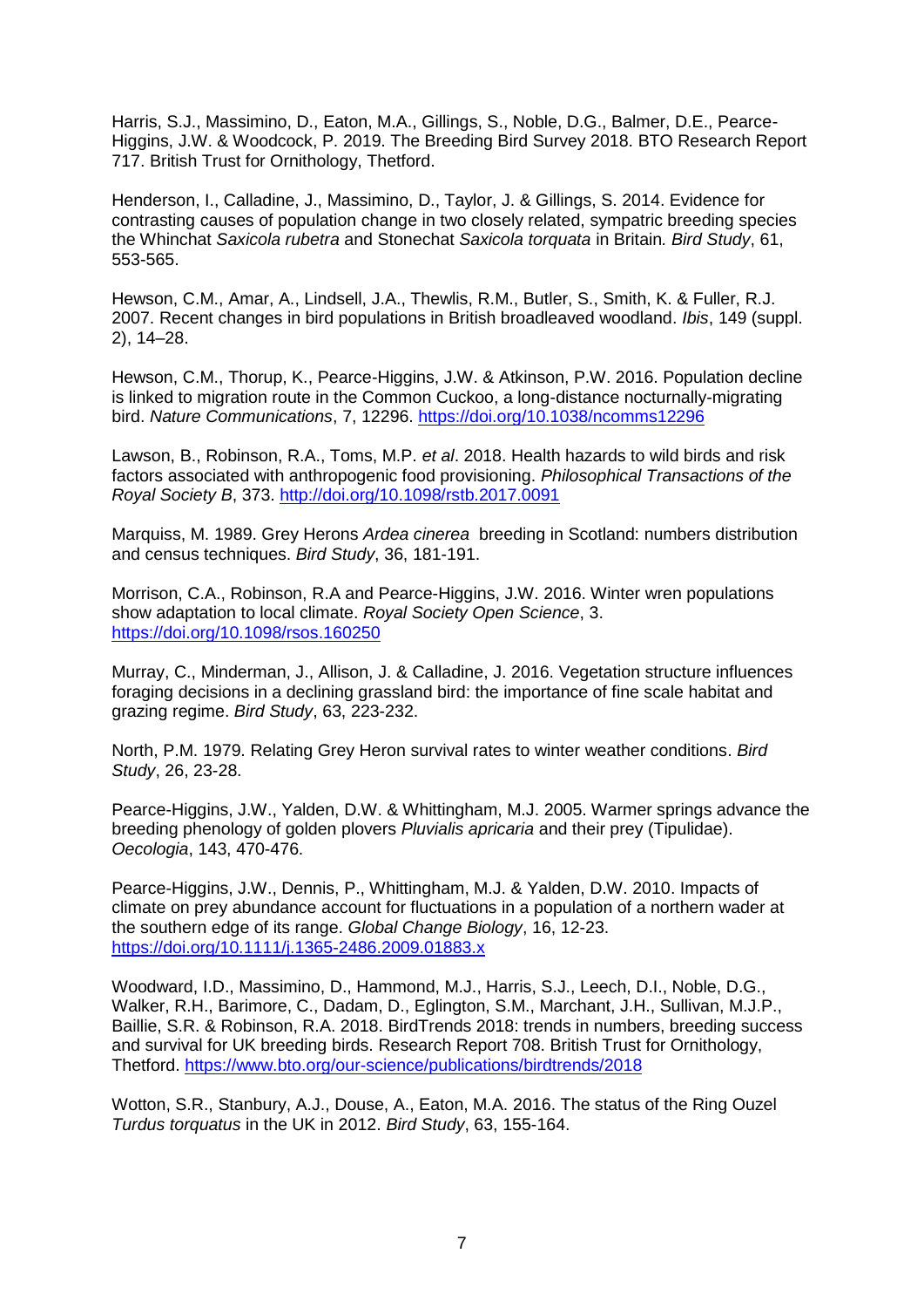Harris, S.J., Massimino, D., Eaton, M.A., Gillings, S., Noble, D.G., Balmer, D.E., Pearce-Higgins, J.W. & Woodcock, P. 2019. The Breeding Bird Survey 2018. BTO Research Report 717. British Trust for Ornithology, Thetford.

Henderson, I., Calladine, J., Massimino, D., Taylor, J. & Gillings, S. 2014. Evidence for contrasting causes of population change in two closely related, sympatric breeding species the Whinchat *Saxicola rubetra* and Stonechat *Saxicola torquata* in Britain*. Bird Study*, 61, 553-565.

Hewson, C.M., Amar, A., Lindsell, J.A., Thewlis, R.M., Butler, S., Smith, K. & Fuller, R.J. 2007. Recent changes in bird populations in British broadleaved woodland. *Ibis*, 149 (suppl. 2), 14–28.

Hewson, C.M., Thorup, K., Pearce-Higgins, J.W. & Atkinson, P.W. 2016. Population decline is linked to migration route in the Common Cuckoo, a long-distance nocturnally-migrating bird. *Nature Communications*, 7, 12296. https://doi.org/10.1038/ncomms12296

Lawson, B., Robinson, R.A., Toms, M.P. *et al*. 2018. Health hazards to wild birds and risk factors associated with anthropogenic food provisioning. *Philosophical Transactions of the Royal Society B*, 373. http://doi.org/10.1098/rstb.2017.0091

Marquiss, M. 1989. Grey Herons *Ardea cinerea* breeding in Scotland: numbers distribution and census techniques. *Bird Study*, 36, 181-191.

Morrison, C.A., Robinson, R.A and Pearce-Higgins, J.W. 2016. Winter wren populations show adaptation to local climate. *Royal Society Open Science*, 3. https://doi.org/10.1098/rsos.160250

Murray, C., Minderman, J., Allison, J. & Calladine, J. 2016. Vegetation structure influences foraging decisions in a declining grassland bird: the importance of fine scale habitat and grazing regime. *Bird Study*, 63, 223-232.

North, P.M. 1979. Relating Grey Heron survival rates to winter weather conditions. *Bird Study*, 26, 23-28.

Pearce-Higgins, J.W., Yalden, D.W. & Whittingham, M.J. 2005. Warmer springs advance the breeding phenology of golden plovers *Pluvialis apricaria* and their prey (Tipulidae). *Oecologia*, 143, 470-476.

Pearce-Higgins, J.W., Dennis, P., Whittingham, M.J. & Yalden, D.W. 2010. Impacts of climate on prey abundance account for fluctuations in a population of a northern wader at the southern edge of its range. *Global Change Biology*, 16, 12-23. https://doi.org/10.1111/j.1365-2486.2009.01883.x

Woodward, I.D., Massimino, D., Hammond, M.J., Harris, S.J., Leech, D.I., Noble, D.G., Walker, R.H., Barimore, C., Dadam, D., Eglington, S.M., Marchant, J.H., Sullivan, M.J.P., Baillie, S.R. & Robinson, R.A. 2018. BirdTrends 2018: trends in numbers, breeding success and survival for UK breeding birds. Research Report 708. British Trust for Ornithology, Thetford. https://www.bto.org/our-science/publications/birdtrends/2018

Wotton, S.R., Stanbury, A.J., Douse, A., Eaton, M.A. 2016. The status of the Ring Ouzel *Turdus torquatus* in the UK in 2012. *Bird Study*, 63, 155-164.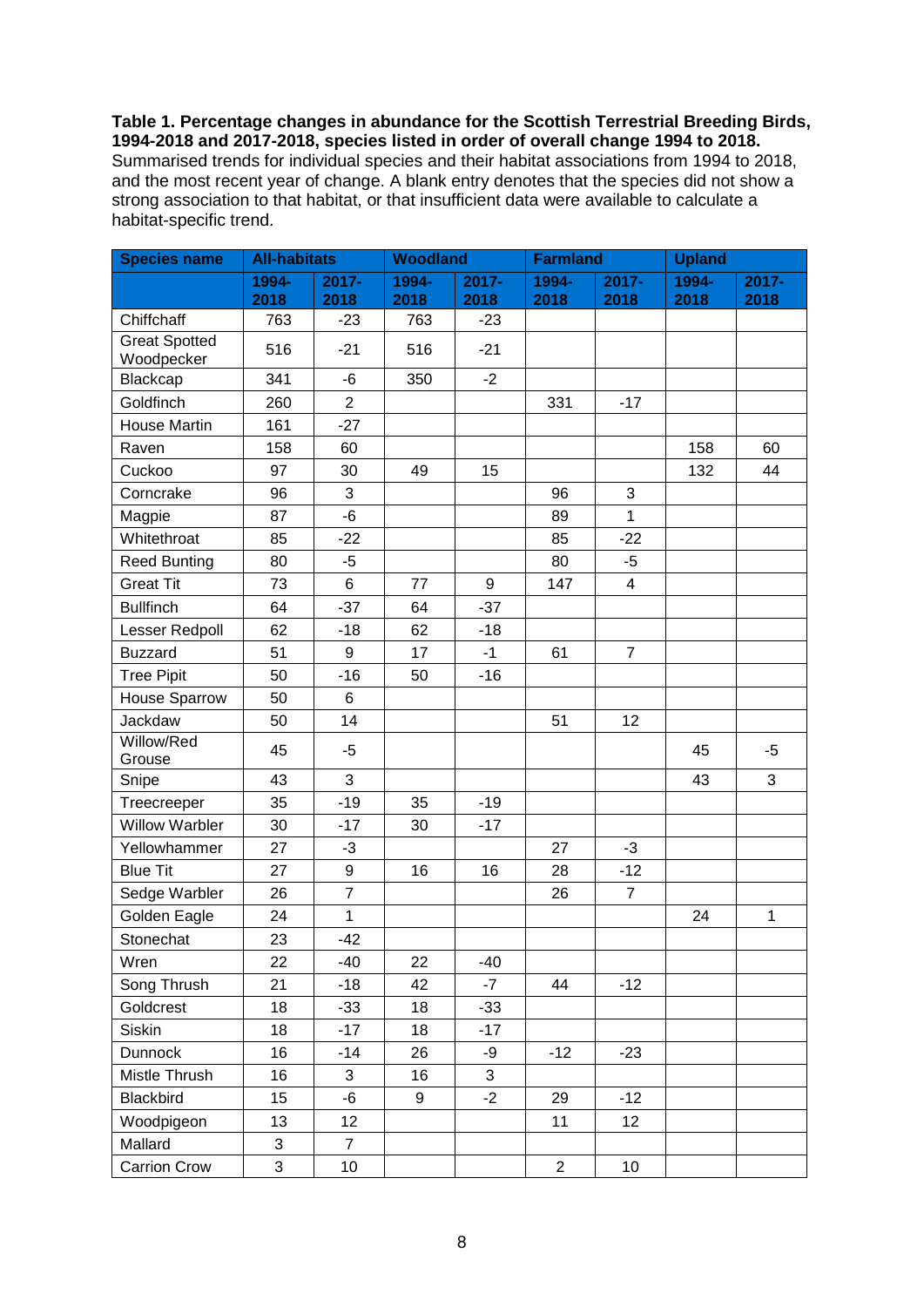**Table 1. Percentage changes in abundance for the Scottish Terrestrial Breeding Birds, 1994-2018 and 2017-2018, species listed in order of overall change 1994 to 2018.**
Summarised trends for individual species and their habitat associations from 1994 to 2018, and the most recent year of change. A blank entry denotes that the species did not show a strong association to that habitat, or that insufficient data were available to calculate a habitat-specific trend.

| Species name | All-habitats | | Woodland | | Farmland | | Upland | |
|---|---|---|---|---|---|---|---|---|
| | 1994-2018 | 2017-2018 | 1994-2018 | 2017-2018 | 1994-2018 | 2017-2018 | 1994-2018 | 2017-2018 |
| Chiffchaff | 763 | -23 | 763 | -23 | | | | |
| Great Spotted Woodpecker | 516 | -21 | 516 | -21 | | | | |
| Blackcap | 341 | -6 | 350 | -2 | | | | |
| Goldfinch | 260 | 2 | | | 331 | -17 | | |
| House Martin | 161 | -27 | | | | | | |
| Raven | 158 | 60 | | | | | 158 | 60 |
| Cuckoo | 97 | 30 | 49 | 15 | | | 132 | 44 |
| Corncrake | 96 | 3 | | | 96 | 3 | | |
| Magpie | 87 | -6 | | | 89 | 1 | | |
| Whitethroat | 85 | -22 | | | 85 | -22 | | |
| Reed Bunting | 80 | -5 | | | 80 | -5 | | |
| Great Tit | 73 | 6 | 77 | 9 | 147 | 4 | | |
| Bullfinch | 64 | -37 | 64 | -37 | | | | |
| Lesser Redpoll | 62 | -18 | 62 | -18 | | | | |
| Buzzard | 51 | 9 | 17 | -1 | 61 | 7 | | |
| Tree Pipit | 50 | -16 | 50 | -16 | | | | |
| House Sparrow | 50 | 6 | | | | | | |
| Jackdaw | 50 | 14 | | | 51 | 12 | | |
| Willow/Red Grouse | 45 | -5 | | | | | 45 | -5 |
| Snipe | 43 | 3 | | | | | 43 | 3 |
| Treecreeper | 35 | -19 | 35 | -19 | | | | |
| Willow Warbler | 30 | -17 | 30 | -17 | | | | |
| Yellowhammer | 27 | -3 | | | 27 | -3 | | |
| Blue Tit | 27 | 9 | 16 | 16 | 28 | -12 | | |
| Sedge Warbler | 26 | 7 | | | 26 | 7 | | |
| Golden Eagle | 24 | 1 | | | | | 24 | 1 |
| Stonechat | 23 | -42 | | | | | | |
| Wren | 22 | -40 | 22 | -40 | | | | |
| Song Thrush | 21 | -18 | 42 | -7 | 44 | -12 | | |
| Goldcrest | 18 | -33 | 18 | -33 | | | | |
| Siskin | 18 | -17 | 18 | -17 | | | | |
| Dunnock | 16 | -14 | 26 | -9 | -12 | -23 | | |
| Mistle Thrush | 16 | 3 | 16 | 3 | | | | |
| Blackbird | 15 | -6 | 9 | -2 | 29 | -12 | | |
| Woodpigeon | 13 | 12 | | | 11 | 12 | | |
| Mallard | 3 | 7 | | | | | | |
| Carrion Crow | 3 | 10 | | | 2 | 10 | | |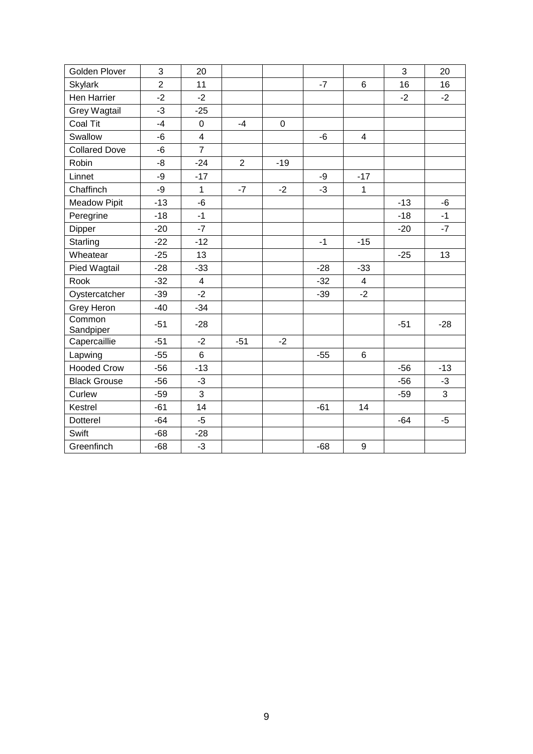| | | | | | | | | |
|---|---|---|---|---|---|---|---|---|
| Golden Plover | 3 | 20 | | | | | 3 | 20 |
| Skylark | 2 | 11 | | | -7 | 6 | 16 | 16 |
| Hen Harrier | -2 | -2 | | | | | -2 | -2 |
| Grey Wagtail | -3 | -25 | | | | | | |
| Coal Tit | -4 | 0 | -4 | 0 | | | | |
| Swallow | -6 | 4 | | | -6 | 4 | | |
| Collared Dove | -6 | 7 | | | | | | |
| Robin | -8 | -24 | 2 | -19 | | | | |
| Linnet | -9 | -17 | | | -9 | -17 | | |
| Chaffinch | -9 | 1 | -7 | -2 | -3 | 1 | | |
| Meadow Pipit | -13 | -6 | | | | | -13 | -6 |
| Peregrine | -18 | -1 | | | | | -18 | -1 |
| Dipper | -20 | -7 | | | | | -20 | -7 |
| Starling | -22 | -12 | | | -1 | -15 | | |
| Wheatear | -25 | 13 | | | | | -25 | 13 |
| Pied Wagtail | -28 | -33 | | | -28 | -33 | | |
| Rook | -32 | 4 | | | -32 | 4 | | |
| Oystercatcher | -39 | -2 | | | -39 | -2 | | |
| Grey Heron | -40 | -34 | | | | | | |
| Common Sandpiper | -51 | -28 | | | | | -51 | -28 |
| Capercaillie | -51 | -2 | -51 | -2 | | | | |
| Lapwing | -55 | 6 | | | -55 | 6 | | |
| Hooded Crow | -56 | -13 | | | | | -56 | -13 |
| Black Grouse | -56 | -3 | | | | | -56 | -3 |
| Curlew | -59 | 3 | | | | | -59 | 3 |
| Kestrel | -61 | 14 | | | -61 | 14 | | |
| Dotterel | -64 | -5 | | | | | -64 | -5 |
| Swift | -68 | -28 | | | | | | |
| Greenfinch | -68 | -3 | | | -68 | 9 | | |